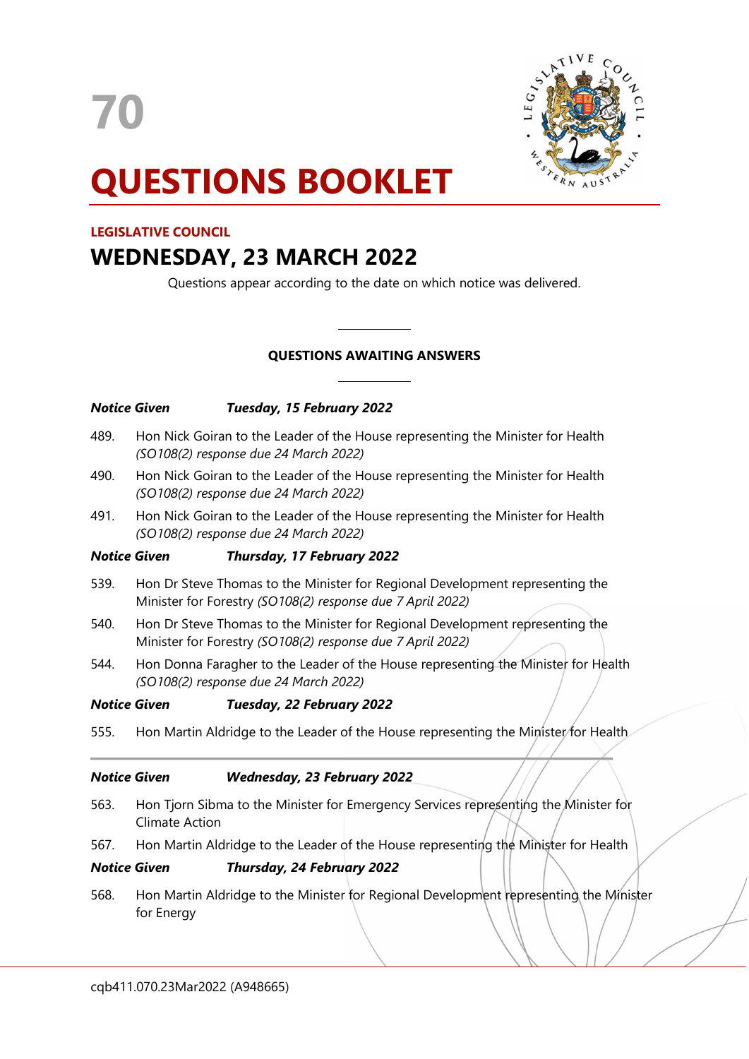70

# QUESTIONS BOOKLET

**LEGISLATIVE COUNCIL**

## WEDNESDAY, 23 MARCH 2022

Questions appear according to the date on which notice was delivered.

**QUESTIONS AWAITING ANSWERS**

***Notice Given Tuesday, 15 February 2022***

489. Hon Nick Goiran to the Leader of the House representing the Minister for Health *(SO108(2) response due 24 March 2022)*

490. Hon Nick Goiran to the Leader of the House representing the Minister for Health *(SO108(2) response due 24 March 2022)*

491. Hon Nick Goiran to the Leader of the House representing the Minister for Health *(SO108(2) response due 24 March 2022)*

***Notice Given Thursday, 17 February 2022***

539. Hon Dr Steve Thomas to the Minister for Regional Development representing the Minister for Forestry *(SO108(2) response due 7 April 2022)*

540. Hon Dr Steve Thomas to the Minister for Regional Development representing the Minister for Forestry *(SO108(2) response due 7 April 2022)*

544. Hon Donna Faragher to the Leader of the House representing the Minister for Health *(SO108(2) response due 24 March 2022)*

***Notice Given Tuesday, 22 February 2022***

555. Hon Martin Aldridge to the Leader of the House representing the Minister for Health

***Notice Given Wednesday, 23 February 2022***

563. Hon Tjorn Sibma to the Minister for Emergency Services representing the Minister for Climate Action

567. Hon Martin Aldridge to the Leader of the House representing the Minister for Health

***Notice Given Thursday, 24 February 2022***

568. Hon Martin Aldridge to the Minister for Regional Development representing the Minister for Energy

cqb411.070.23Mar2022 (A948665)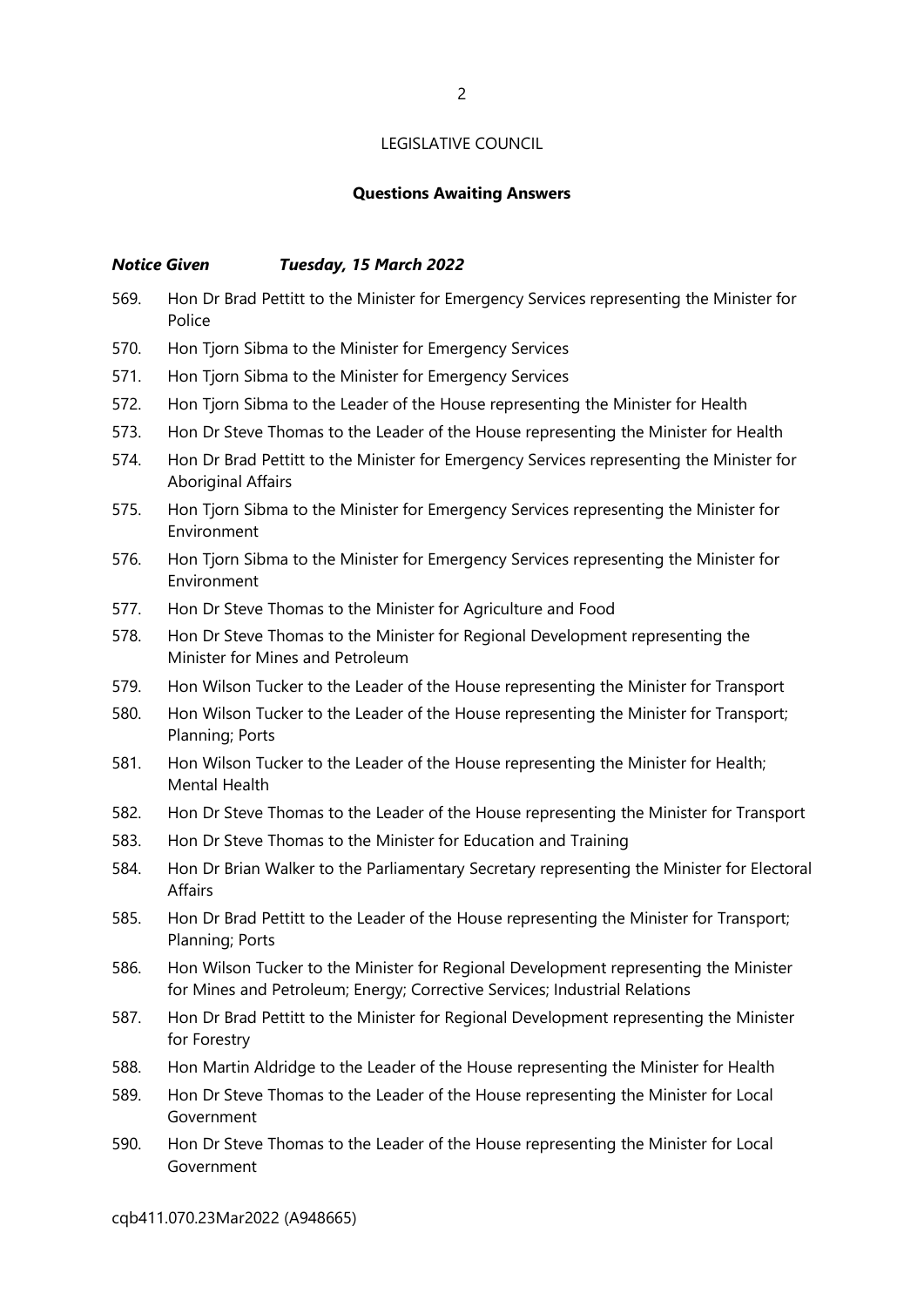LEGISLATIVE COUNCIL

**Questions Awaiting Answers**

***Notice Given Tuesday, 15 March 2022***

569. Hon Dr Brad Pettitt to the Minister for Emergency Services representing the Minister for Police
570. Hon Tjorn Sibma to the Minister for Emergency Services
571. Hon Tjorn Sibma to the Minister for Emergency Services
572. Hon Tjorn Sibma to the Leader of the House representing the Minister for Health
573. Hon Dr Steve Thomas to the Leader of the House representing the Minister for Health
574. Hon Dr Brad Pettitt to the Minister for Emergency Services representing the Minister for Aboriginal Affairs
575. Hon Tjorn Sibma to the Minister for Emergency Services representing the Minister for Environment
576. Hon Tjorn Sibma to the Minister for Emergency Services representing the Minister for Environment
577. Hon Dr Steve Thomas to the Minister for Agriculture and Food
578. Hon Dr Steve Thomas to the Minister for Regional Development representing the Minister for Mines and Petroleum
579. Hon Wilson Tucker to the Leader of the House representing the Minister for Transport
580. Hon Wilson Tucker to the Leader of the House representing the Minister for Transport; Planning; Ports
581. Hon Wilson Tucker to the Leader of the House representing the Minister for Health; Mental Health
582. Hon Dr Steve Thomas to the Leader of the House representing the Minister for Transport
583. Hon Dr Steve Thomas to the Minister for Education and Training
584. Hon Dr Brian Walker to the Parliamentary Secretary representing the Minister for Electoral Affairs
585. Hon Dr Brad Pettitt to the Leader of the House representing the Minister for Transport; Planning; Ports
586. Hon Wilson Tucker to the Minister for Regional Development representing the Minister for Mines and Petroleum; Energy; Corrective Services; Industrial Relations
587. Hon Dr Brad Pettitt to the Minister for Regional Development representing the Minister for Forestry
588. Hon Martin Aldridge to the Leader of the House representing the Minister for Health
589. Hon Dr Steve Thomas to the Leader of the House representing the Minister for Local Government
590. Hon Dr Steve Thomas to the Leader of the House representing the Minister for Local Government

cqb411.070.23Mar2022 (A948665)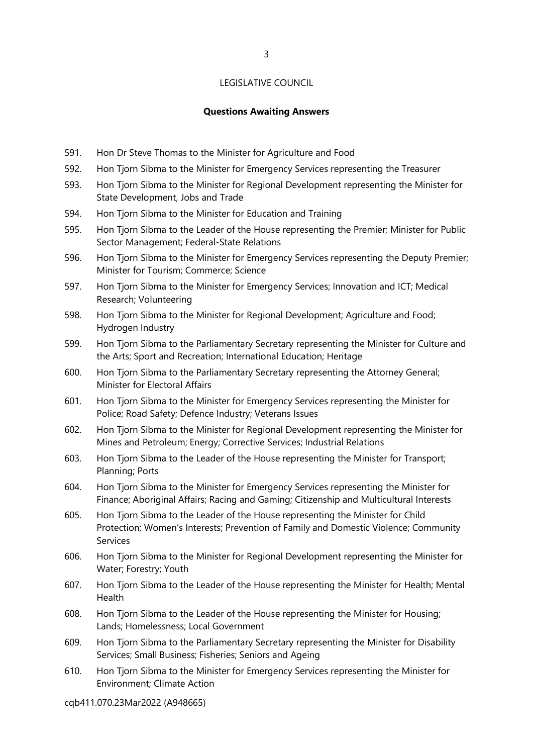LEGISLATIVE COUNCIL

**Questions Awaiting Answers**

591. Hon Dr Steve Thomas to the Minister for Agriculture and Food
592. Hon Tjorn Sibma to the Minister for Emergency Services representing the Treasurer
593. Hon Tjorn Sibma to the Minister for Regional Development representing the Minister for State Development, Jobs and Trade
594. Hon Tjorn Sibma to the Minister for Education and Training
595. Hon Tjorn Sibma to the Leader of the House representing the Premier; Minister for Public Sector Management; Federal-State Relations
596. Hon Tjorn Sibma to the Minister for Emergency Services representing the Deputy Premier; Minister for Tourism; Commerce; Science
597. Hon Tjorn Sibma to the Minister for Emergency Services; Innovation and ICT; Medical Research; Volunteering
598. Hon Tjorn Sibma to the Minister for Regional Development; Agriculture and Food; Hydrogen Industry
599. Hon Tjorn Sibma to the Parliamentary Secretary representing the Minister for Culture and the Arts; Sport and Recreation; International Education; Heritage
600. Hon Tjorn Sibma to the Parliamentary Secretary representing the Attorney General; Minister for Electoral Affairs
601. Hon Tjorn Sibma to the Minister for Emergency Services representing the Minister for Police; Road Safety; Defence Industry; Veterans Issues
602. Hon Tjorn Sibma to the Minister for Regional Development representing the Minister for Mines and Petroleum; Energy; Corrective Services; Industrial Relations
603. Hon Tjorn Sibma to the Leader of the House representing the Minister for Transport; Planning; Ports
604. Hon Tjorn Sibma to the Minister for Emergency Services representing the Minister for Finance; Aboriginal Affairs; Racing and Gaming; Citizenship and Multicultural Interests
605. Hon Tjorn Sibma to the Leader of the House representing the Minister for Child Protection; Women's Interests; Prevention of Family and Domestic Violence; Community Services
606. Hon Tjorn Sibma to the Minister for Regional Development representing the Minister for Water; Forestry; Youth
607. Hon Tjorn Sibma to the Leader of the House representing the Minister for Health; Mental Health
608. Hon Tjorn Sibma to the Leader of the House representing the Minister for Housing; Lands; Homelessness; Local Government
609. Hon Tjorn Sibma to the Parliamentary Secretary representing the Minister for Disability Services; Small Business; Fisheries; Seniors and Ageing
610. Hon Tjorn Sibma to the Minister for Emergency Services representing the Minister for Environment; Climate Action

cqb411.070.23Mar2022 (A948665)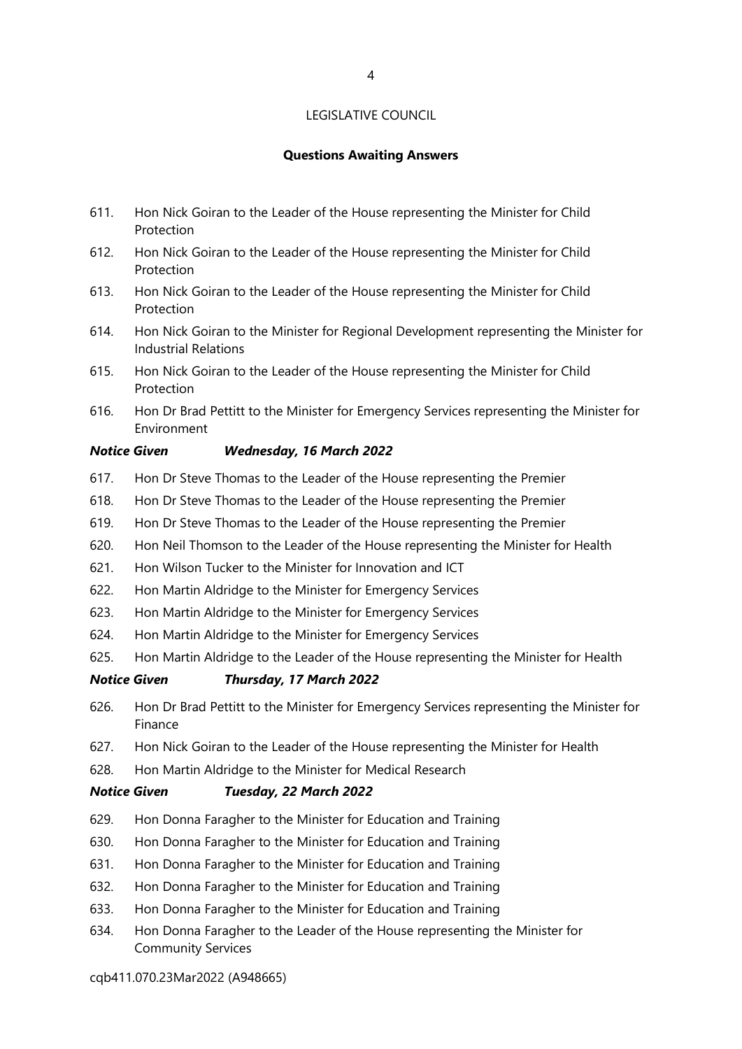LEGISLATIVE COUNCIL

**Questions Awaiting Answers**

611. Hon Nick Goiran to the Leader of the House representing the Minister for Child Protection
612. Hon Nick Goiran to the Leader of the House representing the Minister for Child Protection
613. Hon Nick Goiran to the Leader of the House representing the Minister for Child Protection
614. Hon Nick Goiran to the Minister for Regional Development representing the Minister for Industrial Relations
615. Hon Nick Goiran to the Leader of the House representing the Minister for Child Protection
616. Hon Dr Brad Pettitt to the Minister for Emergency Services representing the Minister for Environment

***Notice Given Wednesday, 16 March 2022***

617. Hon Dr Steve Thomas to the Leader of the House representing the Premier
618. Hon Dr Steve Thomas to the Leader of the House representing the Premier
619. Hon Dr Steve Thomas to the Leader of the House representing the Premier
620. Hon Neil Thomson to the Leader of the House representing the Minister for Health
621. Hon Wilson Tucker to the Minister for Innovation and ICT
622. Hon Martin Aldridge to the Minister for Emergency Services
623. Hon Martin Aldridge to the Minister for Emergency Services
624. Hon Martin Aldridge to the Minister for Emergency Services
625. Hon Martin Aldridge to the Leader of the House representing the Minister for Health

***Notice Given Thursday, 17 March 2022***

626. Hon Dr Brad Pettitt to the Minister for Emergency Services representing the Minister for Finance
627. Hon Nick Goiran to the Leader of the House representing the Minister for Health
628. Hon Martin Aldridge to the Minister for Medical Research

***Notice Given Tuesday, 22 March 2022***

629. Hon Donna Faragher to the Minister for Education and Training
630. Hon Donna Faragher to the Minister for Education and Training
631. Hon Donna Faragher to the Minister for Education and Training
632. Hon Donna Faragher to the Minister for Education and Training
633. Hon Donna Faragher to the Minister for Education and Training
634. Hon Donna Faragher to the Leader of the House representing the Minister for Community Services

cqb411.070.23Mar2022 (A948665)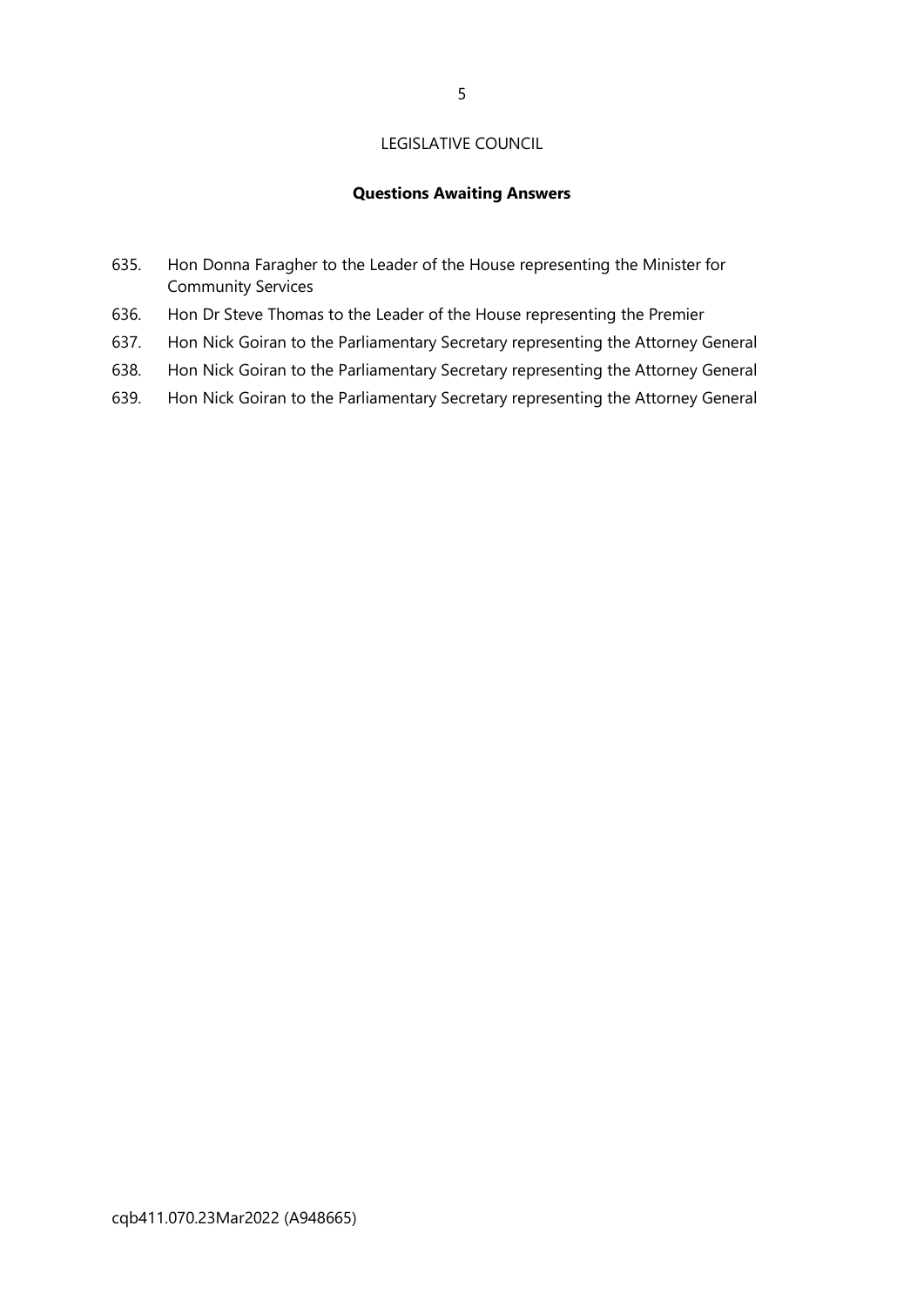LEGISLATIVE COUNCIL

**Questions Awaiting Answers**

635. Hon Donna Faragher to the Leader of the House representing the Minister for Community Services
636. Hon Dr Steve Thomas to the Leader of the House representing the Premier
637. Hon Nick Goiran to the Parliamentary Secretary representing the Attorney General
638. Hon Nick Goiran to the Parliamentary Secretary representing the Attorney General
639. Hon Nick Goiran to the Parliamentary Secretary representing the Attorney General

cqb411.070.23Mar2022 (A948665)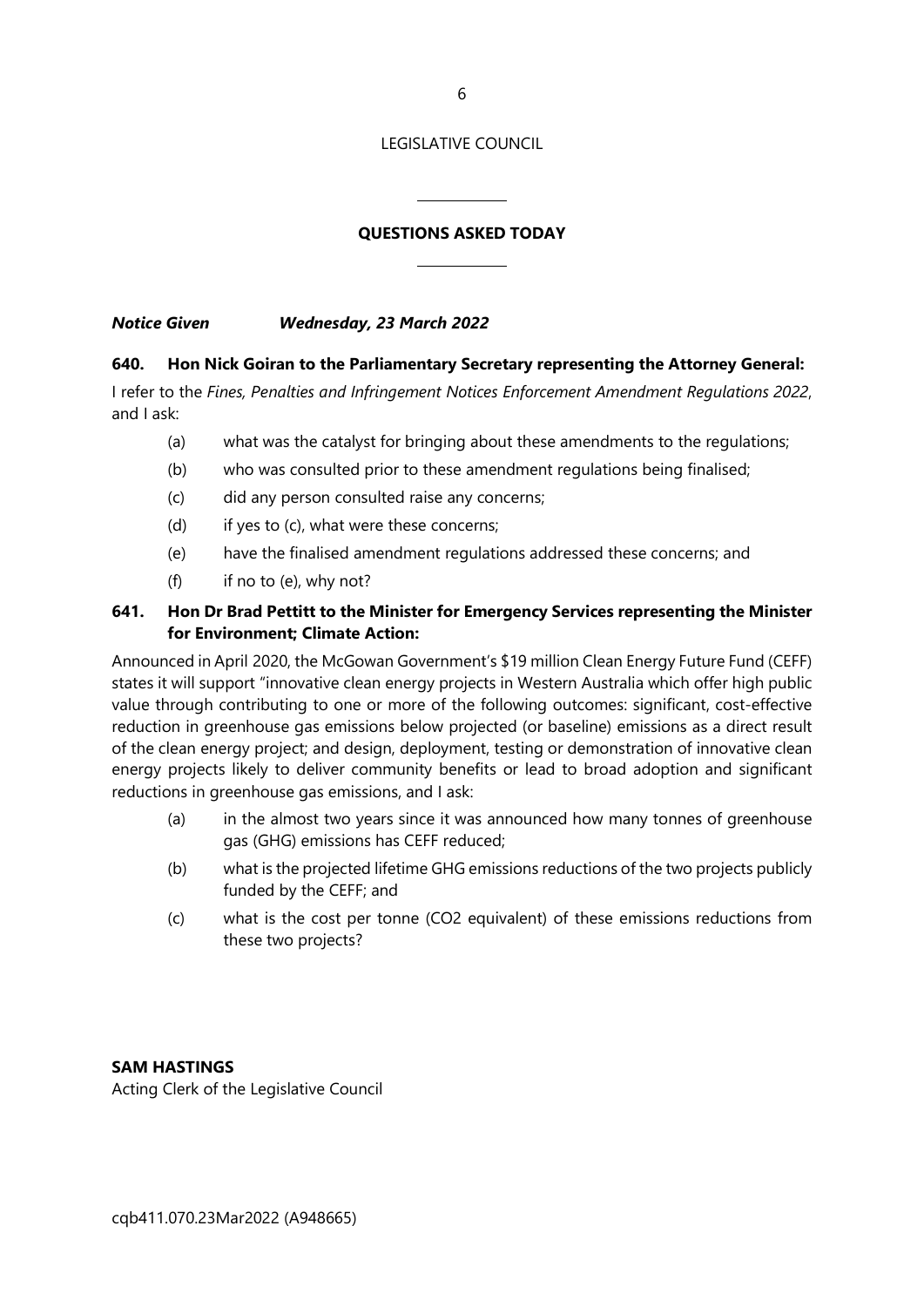LEGISLATIVE COUNCIL

---

**QUESTIONS ASKED TODAY**

---

***Notice Given Wednesday, 23 March 2022***

**640. Hon Nick Goiran to the Parliamentary Secretary representing the Attorney General:**

I refer to the *Fines, Penalties and Infringement Notices Enforcement Amendment Regulations 2022*, and I ask:

(a) what was the catalyst for bringing about these amendments to the regulations;

(b) who was consulted prior to these amendment regulations being finalised;

(c) did any person consulted raise any concerns;

(d) if yes to (c), what were these concerns;

(e) have the finalised amendment regulations addressed these concerns; and

(f) if no to (e), why not?

**641. Hon Dr Brad Pettitt to the Minister for Emergency Services representing the Minister for Environment; Climate Action:**

Announced in April 2020, the McGowan Government's $19 million Clean Energy Future Fund (CEFF) states it will support "innovative clean energy projects in Western Australia which offer high public value through contributing to one or more of the following outcomes: significant, cost-effective reduction in greenhouse gas emissions below projected (or baseline) emissions as a direct result of the clean energy project; and design, deployment, testing or demonstration of innovative clean energy projects likely to deliver community benefits or lead to broad adoption and significant reductions in greenhouse gas emissions, and I ask:

(a) in the almost two years since it was announced how many tonnes of greenhouse gas (GHG) emissions has CEFF reduced;

(b) what is the projected lifetime GHG emissions reductions of the two projects publicly funded by the CEFF; and

(c) what is the cost per tonne ($CO_2$ equivalent) of these emissions reductions from these two projects?

**SAM HASTINGS**
Acting Clerk of the Legislative Council

cqb411.070.23Mar2022 (A948665)